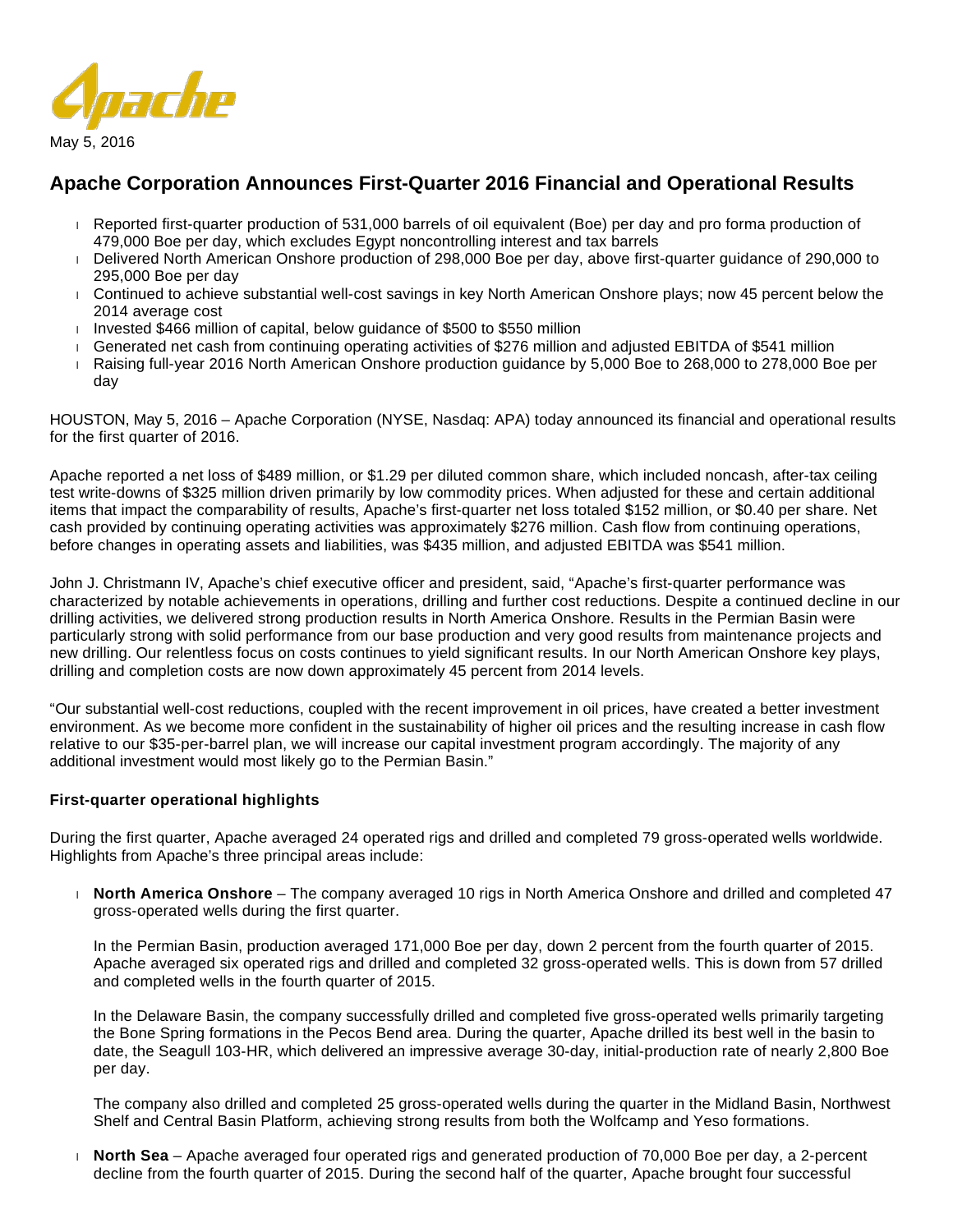May 5, 2016

# Apache Corporation Announces First-Quarter 2016 Financial and Operational Results

- Reported first-quarter production of 531,000 barrels of oil equivalent (Boe) per day and pro forma production of 479,000 Boe per day, which excludes Egypt noncontrolling interest and tax barrels
- Delivered North American Onshore production of 298,000 Boe per day, above first-quarter guidance of 290,000 to 295,000 Boe per day
- Continued to achieve substantial well-cost savings in key North American Onshore plays; now 45 percent below the 2014 average cost
- Invested $466 million of capital, below guidance of $500 to $550 million
- Generated net cash from continuing operating activities of $276 million and adjusted EBITDA of $541 million
- Raising full-year 2016 North American Onshore production guidance by 5,000 Boe to 268,000 to 278,000 Boe per day

HOUSTON, May 5, 2016 – Apache Corporation (NYSE, Nasdaq: APA) today announced its financial and operational results for the first quarter of 2016.

Apache reported a net loss of $489 million, or $1.29 per diluted common share, which included noncash, after-tax ceiling test write-downs of $325 million driven primarily by low commodity prices. When adjusted for these and certain additional items that impact the comparability of results, Apache's first-quarter net loss totaled $152 million, or $0.40 per share. Net cash provided by continuing operating activities was approximately $276 million. Cash flow from continuing operations, before changes in operating assets and liabilities, was $435 million, and adjusted EBITDA was $541 million.

John J. Christmann IV, Apache's chief executive officer and president, said, "Apache's first-quarter performance was characterized by notable achievements in operations, drilling and further cost reductions. Despite a continued decline in our drilling activities, we delivered strong production results in North America Onshore. Results in the Permian Basin were particularly strong with solid performance from our base production and very good results from maintenance projects and new drilling. Our relentless focus on costs continues to yield significant results. In our North American Onshore key plays, drilling and completion costs are now down approximately 45 percent from 2014 levels.

"Our substantial well-cost reductions, coupled with the recent improvement in oil prices, have created a better investment environment. As we become more confident in the sustainability of higher oil prices and the resulting increase in cash flow relative to our $35-per-barrel plan, we will increase our capital investment program accordingly. The majority of any additional investment would most likely go to the Permian Basin."

### First-quarter operational highlights

During the first quarter, Apache averaged 24 operated rigs and drilled and completed 79 gross-operated wells worldwide. Highlights from Apache's three principal areas include:

- **North America Onshore** – The company averaged 10 rigs in North America Onshore and drilled and completed 47 gross-operated wells during the first quarter.

  In the Permian Basin, production averaged 171,000 Boe per day, down 2 percent from the fourth quarter of 2015. Apache averaged six operated rigs and drilled and completed 32 gross-operated wells. This is down from 57 drilled and completed wells in the fourth quarter of 2015.

  In the Delaware Basin, the company successfully drilled and completed five gross-operated wells primarily targeting the Bone Spring formations in the Pecos Bend area. During the quarter, Apache drilled its best well in the basin to date, the Seagull 103-HR, which delivered an impressive average 30-day, initial-production rate of nearly 2,800 Boe per day.

  The company also drilled and completed 25 gross-operated wells during the quarter in the Midland Basin, Northwest Shelf and Central Basin Platform, achieving strong results from both the Wolfcamp and Yeso formations.

- **North Sea** – Apache averaged four operated rigs and generated production of 70,000 Boe per day, a 2-percent decline from the fourth quarter of 2015. During the second half of the quarter, Apache brought four successful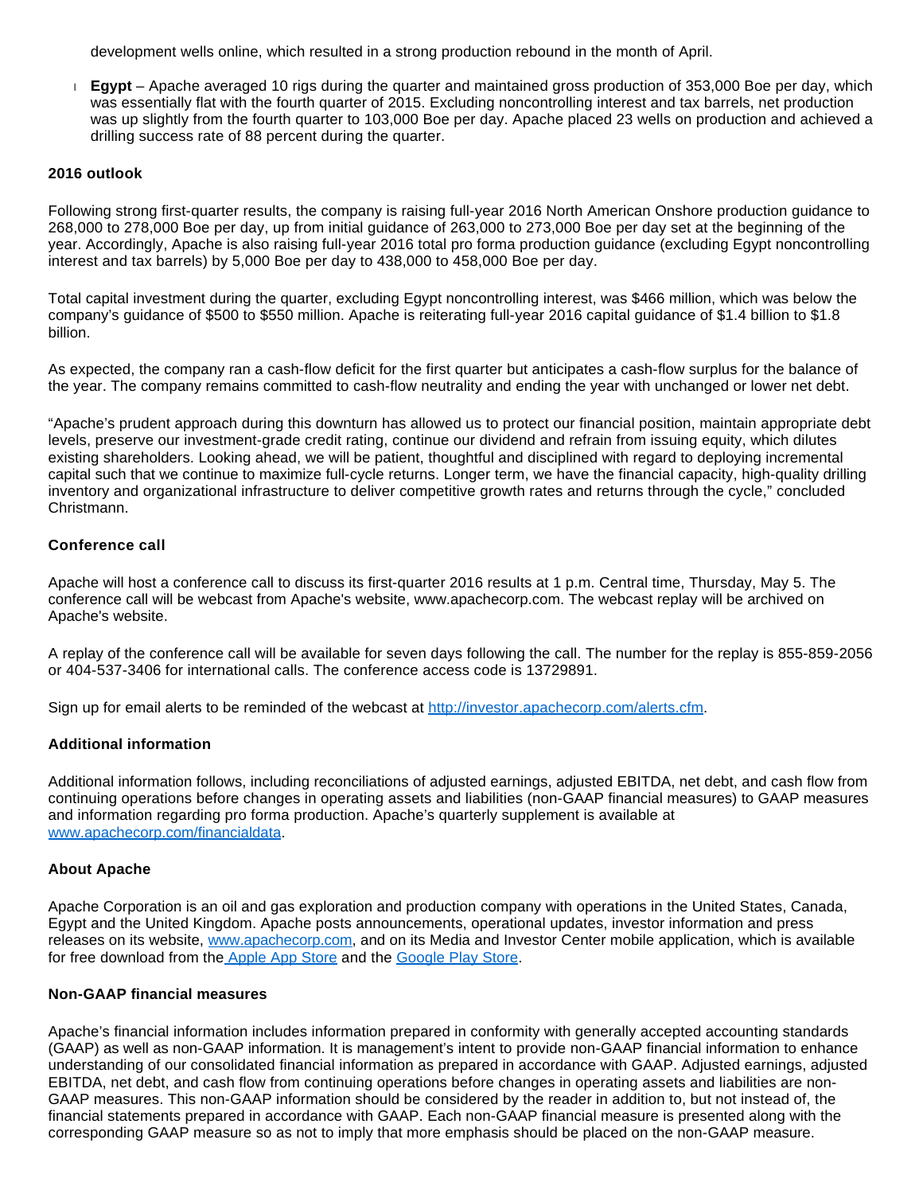development wells online, which resulted in a strong production rebound in the month of April.

- **Egypt** – Apache averaged 10 rigs during the quarter and maintained gross production of 353,000 Boe per day, which was essentially flat with the fourth quarter of 2015. Excluding noncontrolling interest and tax barrels, net production was up slightly from the fourth quarter to 103,000 Boe per day. Apache placed 23 wells on production and achieved a drilling success rate of 88 percent during the quarter.

**2016 outlook**

Following strong first-quarter results, the company is raising full-year 2016 North American Onshore production guidance to 268,000 to 278,000 Boe per day, up from initial guidance of 263,000 to 273,000 Boe per day set at the beginning of the year. Accordingly, Apache is also raising full-year 2016 total pro forma production guidance (excluding Egypt noncontrolling interest and tax barrels) by 5,000 Boe per day to 438,000 to 458,000 Boe per day.

Total capital investment during the quarter, excluding Egypt noncontrolling interest, was $466 million, which was below the company's guidance of $500 to $550 million. Apache is reiterating full-year 2016 capital guidance of $1.4 billion to $1.8 billion.

As expected, the company ran a cash-flow deficit for the first quarter but anticipates a cash-flow surplus for the balance of the year. The company remains committed to cash-flow neutrality and ending the year with unchanged or lower net debt.

"Apache's prudent approach during this downturn has allowed us to protect our financial position, maintain appropriate debt levels, preserve our investment-grade credit rating, continue our dividend and refrain from issuing equity, which dilutes existing shareholders. Looking ahead, we will be patient, thoughtful and disciplined with regard to deploying incremental capital such that we continue to maximize full-cycle returns. Longer term, we have the financial capacity, high-quality drilling inventory and organizational infrastructure to deliver competitive growth rates and returns through the cycle," concluded Christmann.

**Conference call**

Apache will host a conference call to discuss its first-quarter 2016 results at 1 p.m. Central time, Thursday, May 5. The conference call will be webcast from Apache's website, www.apachecorp.com. The webcast replay will be archived on Apache's website.

A replay of the conference call will be available for seven days following the call. The number for the replay is 855-859-2056 or 404-537-3406 for international calls. The conference access code is 13729891.

Sign up for email alerts to be reminded of the webcast at http://investor.apachecorp.com/alerts.cfm.

**Additional information**

Additional information follows, including reconciliations of adjusted earnings, adjusted EBITDA, net debt, and cash flow from continuing operations before changes in operating assets and liabilities (non-GAAP financial measures) to GAAP measures and information regarding pro forma production. Apache's quarterly supplement is available at www.apachecorp.com/financialdata.

**About Apache**

Apache Corporation is an oil and gas exploration and production company with operations in the United States, Canada, Egypt and the United Kingdom. Apache posts announcements, operational updates, investor information and press releases on its website, www.apachecorp.com, and on its Media and Investor Center mobile application, which is available for free download from the Apple App Store and the Google Play Store.

**Non-GAAP financial measures**

Apache's financial information includes information prepared in conformity with generally accepted accounting standards (GAAP) as well as non-GAAP information. It is management's intent to provide non-GAAP financial information to enhance understanding of our consolidated financial information as prepared in accordance with GAAP. Adjusted earnings, adjusted EBITDA, net debt, and cash flow from continuing operations before changes in operating assets and liabilities are non-GAAP measures. This non-GAAP information should be considered by the reader in addition to, but not instead of, the financial statements prepared in accordance with GAAP. Each non-GAAP financial measure is presented along with the corresponding GAAP measure so as not to imply that more emphasis should be placed on the non-GAAP measure.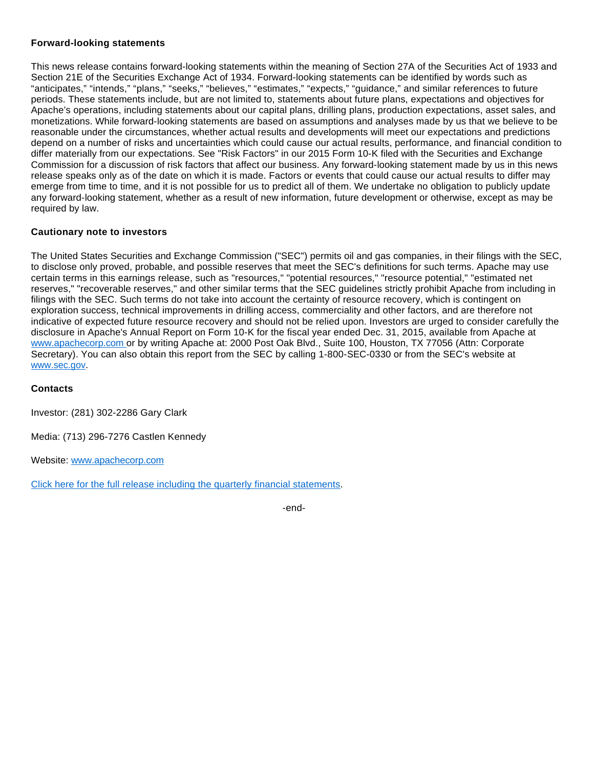**Forward-looking statements**

This news release contains forward-looking statements within the meaning of Section 27A of the Securities Act of 1933 and Section 21E of the Securities Exchange Act of 1934. Forward-looking statements can be identified by words such as “anticipates,” “intends,” “plans,” “seeks,” “believes,” “estimates,” “expects,” “guidance,” and similar references to future periods. These statements include, but are not limited to, statements about future plans, expectations and objectives for Apache’s operations, including statements about our capital plans, drilling plans, production expectations, asset sales, and monetizations. While forward-looking statements are based on assumptions and analyses made by us that we believe to be reasonable under the circumstances, whether actual results and developments will meet our expectations and predictions depend on a number of risks and uncertainties which could cause our actual results, performance, and financial condition to differ materially from our expectations. See "Risk Factors" in our 2015 Form 10-K filed with the Securities and Exchange Commission for a discussion of risk factors that affect our business. Any forward-looking statement made by us in this news release speaks only as of the date on which it is made. Factors or events that could cause our actual results to differ may emerge from time to time, and it is not possible for us to predict all of them. We undertake no obligation to publicly update any forward-looking statement, whether as a result of new information, future development or otherwise, except as may be required by law.

**Cautionary note to investors**

The United States Securities and Exchange Commission ("SEC") permits oil and gas companies, in their filings with the SEC, to disclose only proved, probable, and possible reserves that meet the SEC's definitions for such terms. Apache may use certain terms in this earnings release, such as "resources," "potential resources," "resource potential," "estimated net reserves," "recoverable reserves," and other similar terms that the SEC guidelines strictly prohibit Apache from including in filings with the SEC. Such terms do not take into account the certainty of resource recovery, which is contingent on exploration success, technical improvements in drilling access, commerciality and other factors, and are therefore not indicative of expected future resource recovery and should not be relied upon. Investors are urged to consider carefully the disclosure in Apache's Annual Report on Form 10-K for the fiscal year ended Dec. 31, 2015, available from Apache at www.apachecorp.com or by writing Apache at: 2000 Post Oak Blvd., Suite 100, Houston, TX 77056 (Attn: Corporate Secretary). You can also obtain this report from the SEC by calling 1-800-SEC-0330 or from the SEC's website at www.sec.gov.

**Contacts**

Investor: (281) 302-2286 Gary Clark

Media: (713) 296-7276 Castlen Kennedy

Website: www.apachecorp.com

Click here for the full release including the quarterly financial statements.

-end-